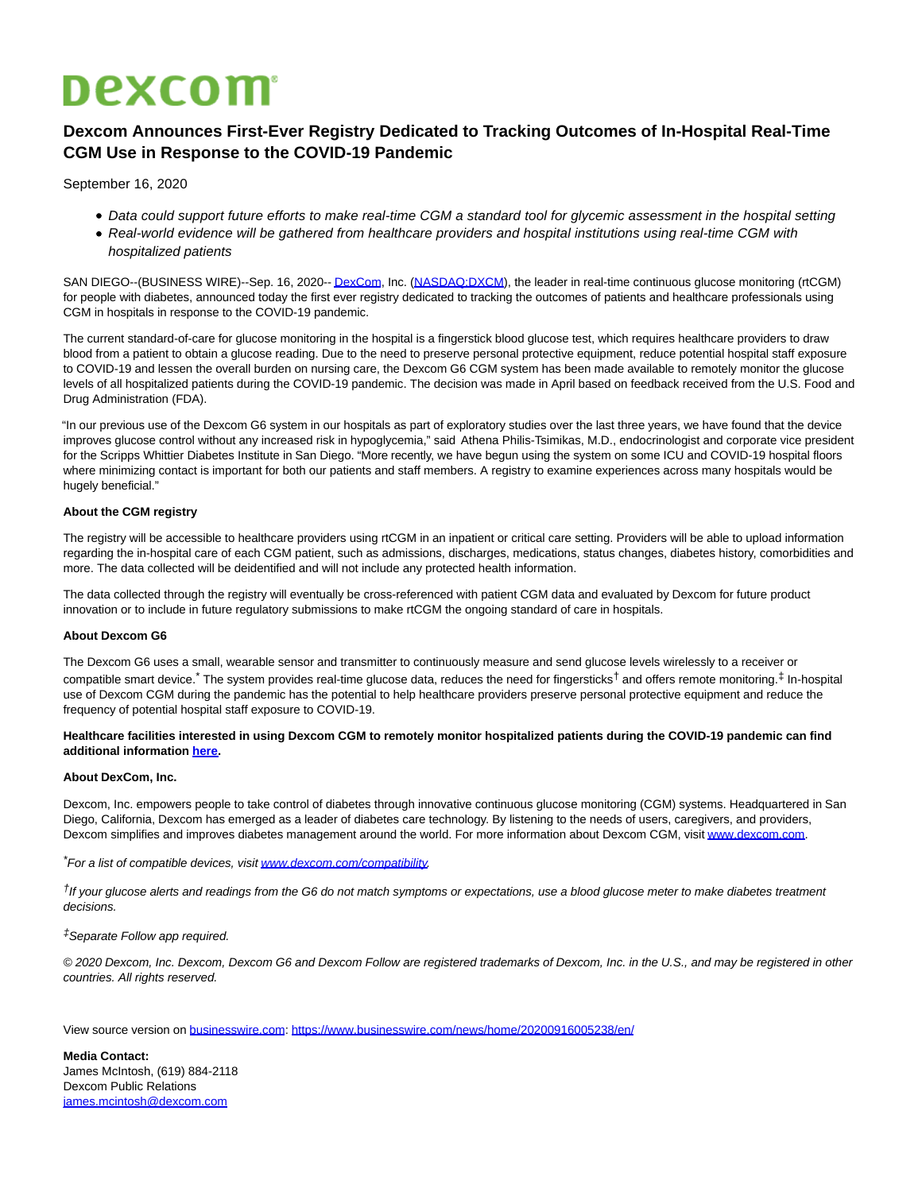# Dexcom

## Dexcom Announces First-Ever Registry Dedicated to Tracking Outcomes of In-Hospital Real-Time CGM Use in Response to the COVID-19 Pandemic

September 16, 2020

- *Data could support future efforts to make real-time CGM a standard tool for glycemic assessment in the hospital setting*
- *Real-world evidence will be gathered from healthcare providers and hospital institutions using real-time CGM with hospitalized patients*

SAN DIEGO--(BUSINESS WIRE)--Sep. 16, 2020-- DexCom, Inc. (NASDAQ:DXCM), the leader in real-time continuous glucose monitoring (rtCGM) for people with diabetes, announced today the first ever registry dedicated to tracking the outcomes of patients and healthcare professionals using CGM in hospitals in response to the COVID-19 pandemic.

The current standard-of-care for glucose monitoring in the hospital is a fingerstick blood glucose test, which requires healthcare providers to draw blood from a patient to obtain a glucose reading. Due to the need to preserve personal protective equipment, reduce potential hospital staff exposure to COVID-19 and lessen the overall burden on nursing care, the Dexcom G6 CGM system has been made available to remotely monitor the glucose levels of all hospitalized patients during the COVID-19 pandemic. The decision was made in April based on feedback received from the U.S. Food and Drug Administration (FDA).

"In our previous use of the Dexcom G6 system in our hospitals as part of exploratory studies over the last three years, we have found that the device improves glucose control without any increased risk in hypoglycemia," said Athena Philis-Tsimikas, M.D., endocrinologist and corporate vice president for the Scripps Whittier Diabetes Institute in San Diego. "More recently, we have begun using the system on some ICU and COVID-19 hospital floors where minimizing contact is important for both our patients and staff members. A registry to examine experiences across many hospitals would be hugely beneficial."

**About the CGM registry**

The registry will be accessible to healthcare providers using rtCGM in an inpatient or critical care setting. Providers will be able to upload information regarding the in-hospital care of each CGM patient, such as admissions, discharges, medications, status changes, diabetes history, comorbidities and more. The data collected will be deidentified and will not include any protected health information.

The data collected through the registry will eventually be cross-referenced with patient CGM data and evaluated by Dexcom for future product innovation or to include in future regulatory submissions to make rtCGM the ongoing standard of care in hospitals.

**About Dexcom G6**

The Dexcom G6 uses a small, wearable sensor and transmitter to continuously measure and send glucose levels wirelessly to a receiver or compatible smart device.[*] The system provides real-time glucose data, reduces the need for fingersticks[†] and offers remote monitoring.[‡] In-hospital use of Dexcom CGM during the pandemic has the potential to help healthcare providers preserve personal protective equipment and reduce the frequency of potential hospital staff exposure to COVID-19.

**Healthcare facilities interested in using Dexcom CGM to remotely monitor hospitalized patients during the COVID-19 pandemic can find additional information here.**

**About DexCom, Inc.**

Dexcom, Inc. empowers people to take control of diabetes through innovative continuous glucose monitoring (CGM) systems. Headquartered in San Diego, California, Dexcom has emerged as a leader of diabetes care technology. By listening to the needs of users, caregivers, and providers, Dexcom simplifies and improves diabetes management around the world. For more information about Dexcom CGM, visit www.dexcom.com.

[*]*For a list of compatible devices, visit www.dexcom.com/compatibility.*

[†]*If your glucose alerts and readings from the G6 do not match symptoms or expectations, use a blood glucose meter to make diabetes treatment decisions.*

[‡]*Separate Follow app required.*

*© 2020 Dexcom, Inc. Dexcom, Dexcom G6 and Dexcom Follow are registered trademarks of Dexcom, Inc. in the U.S., and may be registered in other countries. All rights reserved.*

View source version on businesswire.com: https://www.businesswire.com/news/home/20200916005238/en/

**Media Contact:**
James McIntosh, (619) 884-2118
Dexcom Public Relations
james.mcintosh@dexcom.com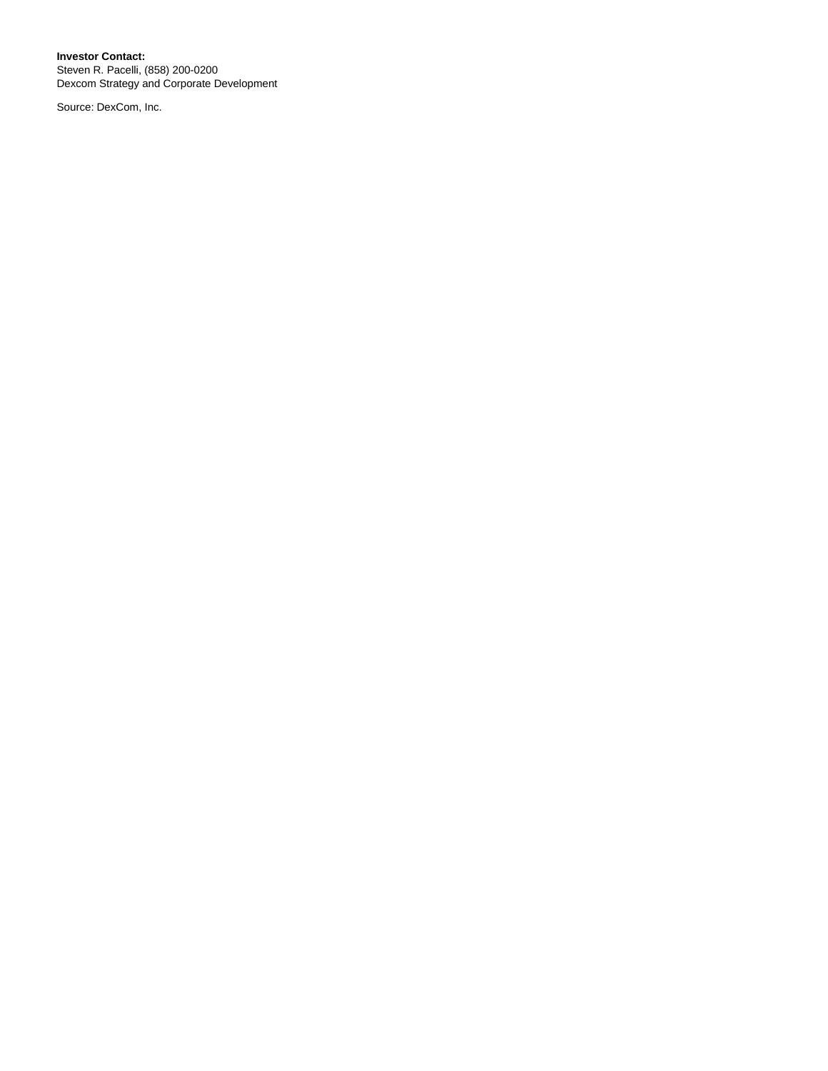**Investor Contact:**
Steven R. Pacelli, (858) 200-0200
Dexcom Strategy and Corporate Development

Source: DexCom, Inc.